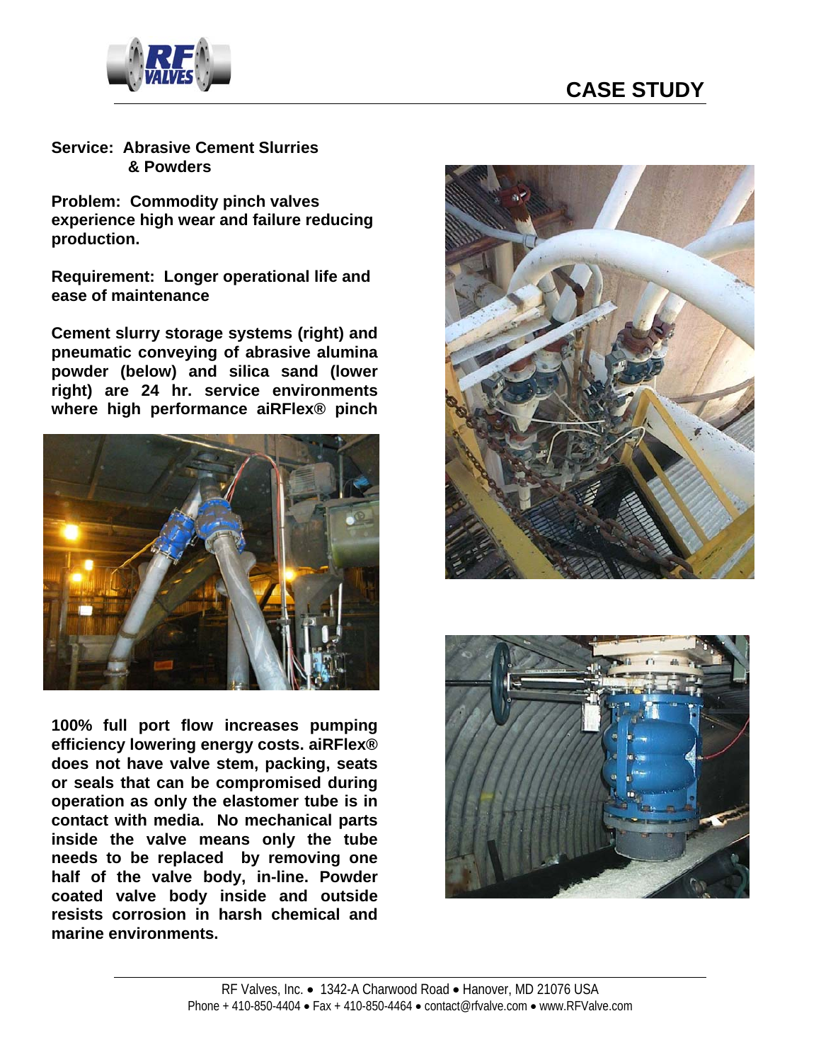# CASE STUDY

**Service: Abrasive Cement Slurries & Powders**

**Problem: Commodity pinch valves experience high wear and failure reducing production.**

**Requirement: Longer operational life and ease of maintenance**

**Cement slurry storage systems (right) and pneumatic conveying of abrasive alumina powder (below) and silica sand (lower right) are 24 hr. service environments where high performance aiRFlex® pinch**

**100% full port flow increases pumping efficiency lowering energy costs. aiRFlex® does not have valve stem, packing, seats or seals that can be compromised during operation as only the elastomer tube is in contact with media. No mechanical parts inside the valve means only the tube needs to be replaced by removing one half of the valve body, in-line. Powder coated valve body inside and outside resists corrosion in harsh chemical and marine environments.**

RF Valves, Inc. • 1342-A Charwood Road • Hanover, MD 21076 USA
Phone + 410-850-4404 • Fax + 410-850-4464 • contact@rfvalve.com • www.RFValve.com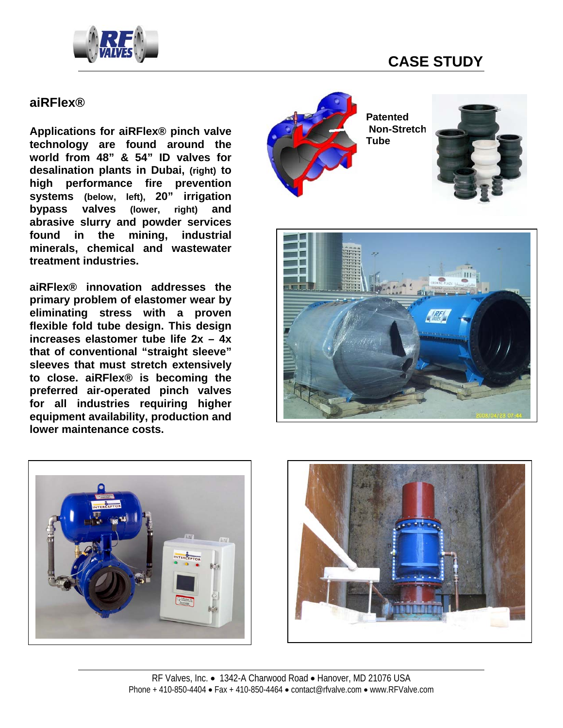# CASE STUDY

## aiRFlex®

**Applications for aiRFlex® pinch valve technology are found around the world from 48" & 54" ID valves for desalination plants in Dubai, (right) to high performance fire prevention systems (below, left), 20" irrigation bypass valves (lower, right) and abrasive slurry and powder services found in the mining, industrial minerals, chemical and wastewater treatment industries.**

**aiRFlex® innovation addresses the primary problem of elastomer wear by eliminating stress with a proven flexible fold tube design. This design increases elastomer tube life 2x – 4x that of conventional "straight sleeve" sleeves that must stretch extensively to close. aiRFlex® is becoming the preferred air-operated pinch valves for all industries requiring higher equipment availability, production and lower maintenance costs.**

**Patented Non-Stretch Tube**

RF Valves, Inc. • 1342-A Charwood Road • Hanover, MD 21076 USA
Phone + 410-850-4404 • Fax + 410-850-4464 • contact@rfvalve.com • www.RFValve.com